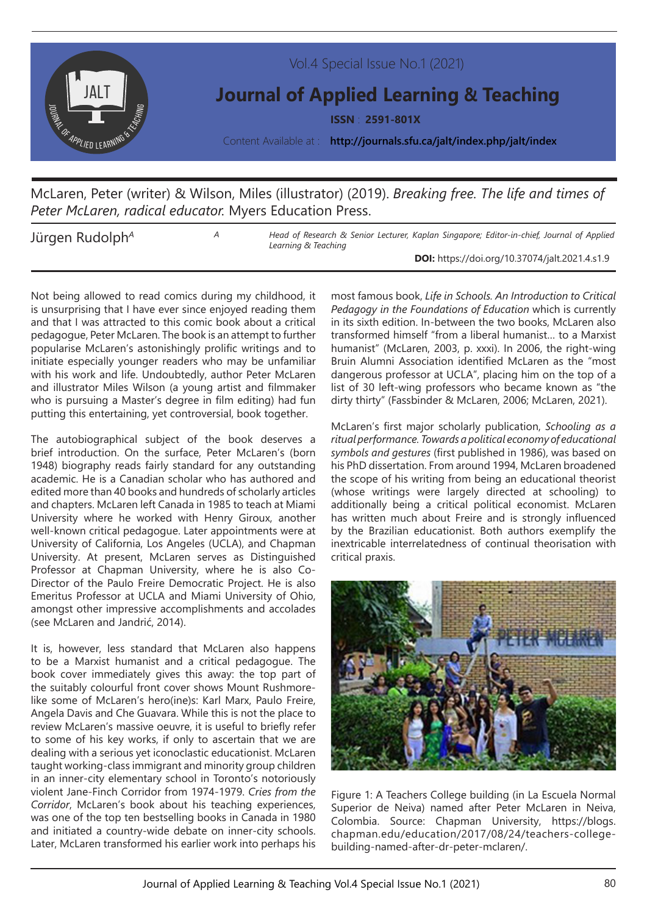McLaren, Peter (writer) & Wilson, Miles (illustrator) (2019). *Breaking free. The life and times of Peter McLaren, radical educator.* Myers Education Press.

Jürgen Rudolph[A]

[A] Head of Research & Senior Lecturer, Kaplan Singapore; Editor-in-chief, Journal of Applied Learning & Teaching

**DOI:** https://doi.org/10.37074/jalt.2021.4.s1.9

Not being allowed to read comics during my childhood, it is unsurprising that I have ever since enjoyed reading them and that I was attracted to this comic book about a critical pedagogue, Peter McLaren. The book is an attempt to further popularise McLaren's astonishingly prolific writings and to initiate especially younger readers who may be unfamiliar with his work and life. Undoubtedly, author Peter McLaren and illustrator Miles Wilson (a young artist and filmmaker who is pursuing a Master's degree in film editing) had fun putting this entertaining, yet controversial, book together.

The autobiographical subject of the book deserves a brief introduction. On the surface, Peter McLaren's (born 1948) biography reads fairly standard for any outstanding academic. He is a Canadian scholar who has authored and edited more than 40 books and hundreds of scholarly articles and chapters. McLaren left Canada in 1985 to teach at Miami University where he worked with Henry Giroux, another well-known critical pedagogue. Later appointments were at University of California, Los Angeles (UCLA), and Chapman University. At present, McLaren serves as Distinguished Professor at Chapman University, where he is also Co-Director of the Paulo Freire Democratic Project. He is also Emeritus Professor at UCLA and Miami University of Ohio, amongst other impressive accomplishments and accolades (see McLaren and Jandrić, 2014).

It is, however, less standard that McLaren also happens to be a Marxist humanist and a critical pedagogue. The book cover immediately gives this away: the top part of the suitably colourful front cover shows Mount Rushmore-like some of McLaren's hero(ine)s: Karl Marx, Paulo Freire, Angela Davis and Che Guavara. While this is not the place to review McLaren's massive oeuvre, it is useful to briefly refer to some of his key works, if only to ascertain that we are dealing with a serious yet iconoclastic educationist. McLaren taught working-class immigrant and minority group children in an inner-city elementary school in Toronto's notoriously violent Jane-Finch Corridor from 1974-1979. *Cries from the Corridor*, McLaren's book about his teaching experiences, was one of the top ten bestselling books in Canada in 1980 and initiated a country-wide debate on inner-city schools. Later, McLaren transformed his earlier work into perhaps his most famous book, *Life in Schools. An Introduction to Critical Pedagogy in the Foundations of Education* which is currently in its sixth edition. In-between the two books, McLaren also transformed himself "from a liberal humanist... to a Marxist humanist" (McLaren, 2003, p. xxxi). In 2006, the right-wing Bruin Alumni Association identified McLaren as the "most dangerous professor at UCLA", placing him on the top of a list of 30 left-wing professors who became known as "the dirty thirty" (Fassbinder & McLaren, 2006; McLaren, 2021).

McLaren's first major scholarly publication, *Schooling as a ritual performance. Towards a political economy of educational symbols and gestures* (first published in 1986), was based on his PhD dissertation. From around 1994, McLaren broadened the scope of his writing from being an educational theorist (whose writings were largely directed at schooling) to additionally being a critical political economist. McLaren has written much about Freire and is strongly influenced by the Brazilian educationist. Both authors exemplify the inextricable interrelatedness of continual theorisation with critical praxis.

Figure 1: A Teachers College building (in La Escuela Normal Superior de Neiva) named after Peter McLaren in Neiva, Colombia. Source: Chapman University, https://blogs.chapman.edu/education/2017/08/24/teachers-college-building-named-after-dr-peter-mclaren/.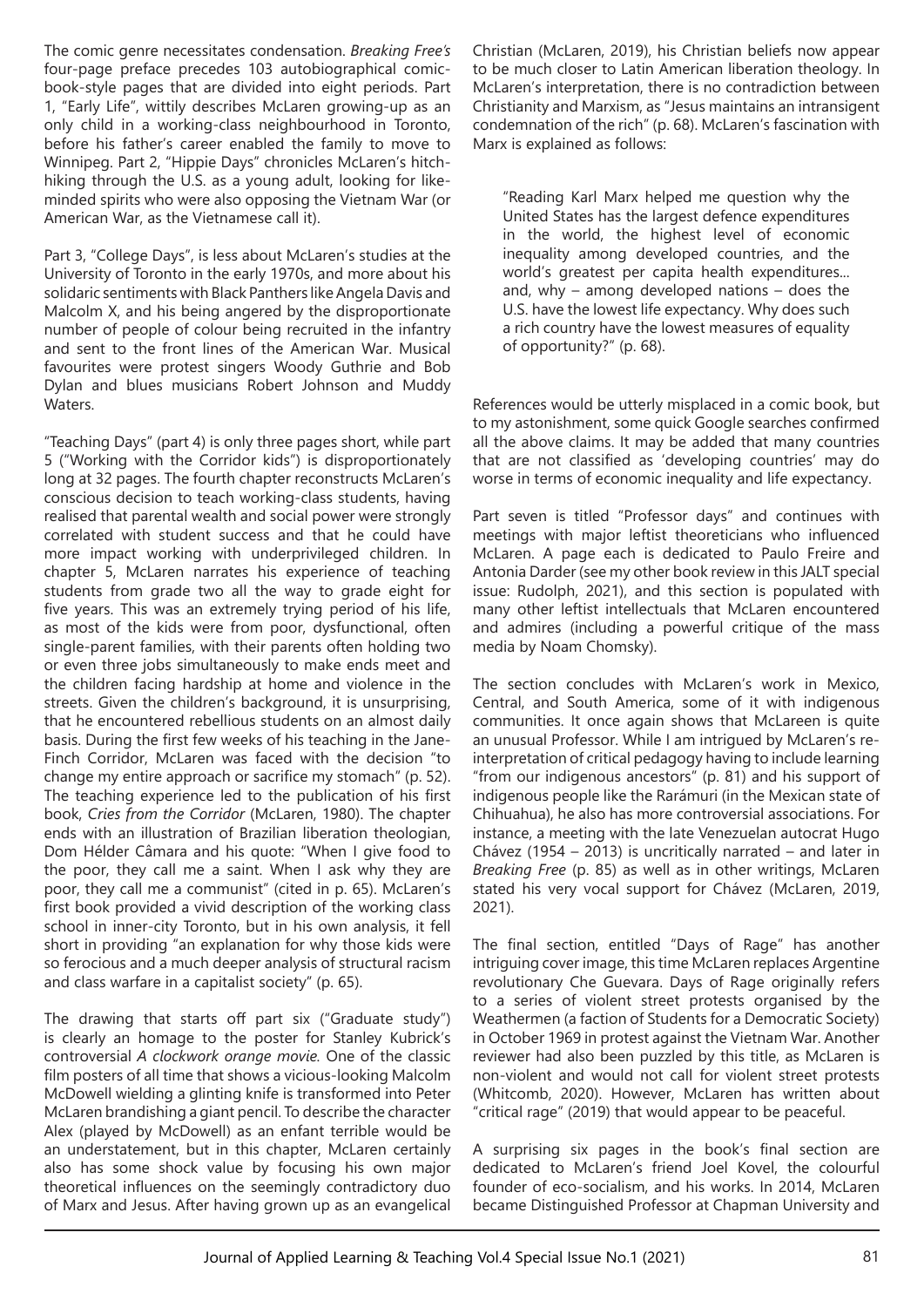The comic genre necessitates condensation. *Breaking Free's* four-page preface precedes 103 autobiographical comic-book-style pages that are divided into eight periods. Part 1, "Early Life", wittily describes McLaren growing-up as an only child in a working-class neighbourhood in Toronto, before his father's career enabled the family to move to Winnipeg. Part 2, "Hippie Days" chronicles McLaren's hitch-hiking through the U.S. as a young adult, looking for like-minded spirits who were also opposing the Vietnam War (or American War, as the Vietnamese call it).

Part 3, "College Days", is less about McLaren's studies at the University of Toronto in the early 1970s, and more about his solidaric sentiments with Black Panthers like Angela Davis and Malcolm X, and his being angered by the disproportionate number of people of colour being recruited in the infantry and sent to the front lines of the American War. Musical favourites were protest singers Woody Guthrie and Bob Dylan and blues musicians Robert Johnson and Muddy Waters.

"Teaching Days" (part 4) is only three pages short, while part 5 ("Working with the Corridor kids") is disproportionately long at 32 pages. The fourth chapter reconstructs McLaren's conscious decision to teach working-class students, having realised that parental wealth and social power were strongly correlated with student success and that he could have more impact working with underprivileged children. In chapter 5, McLaren narrates his experience of teaching students from grade two all the way to grade eight for five years. This was an extremely trying period of his life, as most of the kids were from poor, dysfunctional, often single-parent families, with their parents often holding two or even three jobs simultaneously to make ends meet and the children facing hardship at home and violence in the streets. Given the children's background, it is unsurprising, that he encountered rebellious students on an almost daily basis. During the first few weeks of his teaching in the Jane-Finch Corridor, McLaren was faced with the decision "to change my entire approach or sacrifice my stomach" (p. 52). The teaching experience led to the publication of his first book, *Cries from the Corridor* (McLaren, 1980). The chapter ends with an illustration of Brazilian liberation theologian, Dom Hélder Câmara and his quote: "When I give food to the poor, they call me a saint. When I ask why they are poor, they call me a communist" (cited in p. 65). McLaren's first book provided a vivid description of the working class school in inner-city Toronto, but in his own analysis, it fell short in providing "an explanation for why those kids were so ferocious and a much deeper analysis of structural racism and class warfare in a capitalist society" (p. 65).

The drawing that starts off part six ("Graduate study") is clearly an homage to the poster for Stanley Kubrick's controversial *A clockwork orange movie.* One of the classic film posters of all time that shows a vicious-looking Malcolm McDowell wielding a glinting knife is transformed into Peter McLaren brandishing a giant pencil. To describe the character Alex (played by McDowell) as an enfant terrible would be an understatement, but in this chapter, McLaren certainly also has some shock value by focusing his own major theoretical influences on the seemingly contradictory duo of Marx and Jesus. After having grown up as an evangelical Christian (McLaren, 2019), his Christian beliefs now appear to be much closer to Latin American liberation theology. In McLaren's interpretation, there is no contradiction between Christianity and Marxism, as "Jesus maintains an intransigent condemnation of the rich" (p. 68). McLaren's fascination with Marx is explained as follows:

> "Reading Karl Marx helped me question why the United States has the largest defence expenditures in the world, the highest level of economic inequality among developed countries, and the world's greatest per capita health expenditures... and, why – among developed nations – does the U.S. have the lowest life expectancy. Why does such a rich country have the lowest measures of equality of opportunity?" (p. 68).

References would be utterly misplaced in a comic book, but to my astonishment, some quick Google searches confirmed all the above claims. It may be added that many countries that are not classified as 'developing countries' may do worse in terms of economic inequality and life expectancy.

Part seven is titled "Professor days" and continues with meetings with major leftist theoreticians who influenced McLaren. A page each is dedicated to Paulo Freire and Antonia Darder (see my other book review in this JALT special issue: Rudolph, 2021), and this section is populated with many other leftist intellectuals that McLaren encountered and admires (including a powerful critique of the mass media by Noam Chomsky).

The section concludes with McLaren's work in Mexico, Central, and South America, some of it with indigenous communities. It once again shows that McLareen is quite an unusual Professor. While I am intrigued by McLaren's re-interpretation of critical pedagogy having to include learning "from our indigenous ancestors" (p. 81) and his support of indigenous people like the Rarámuri (in the Mexican state of Chihuahua), he also has more controversial associations. For instance, a meeting with the late Venezuelan autocrat Hugo Chávez (1954 – 2013) is uncritically narrated – and later in *Breaking Free* (p. 85) as well as in other writings, McLaren stated his very vocal support for Chávez (McLaren, 2019, 2021).

The final section, entitled "Days of Rage" has another intriguing cover image, this time McLaren replaces Argentine revolutionary Che Guevara. Days of Rage originally refers to a series of violent street protests organised by the Weathermen (a faction of Students for a Democratic Society) in October 1969 in protest against the Vietnam War. Another reviewer had also been puzzled by this title, as McLaren is non-violent and would not call for violent street protests (Whitcomb, 2020). However, McLaren has written about "critical rage" (2019) that would appear to be peaceful.

A surprising six pages in the book's final section are dedicated to McLaren's friend Joel Kovel, the colourful founder of eco-socialism, and his works. In 2014, McLaren became Distinguished Professor at Chapman University and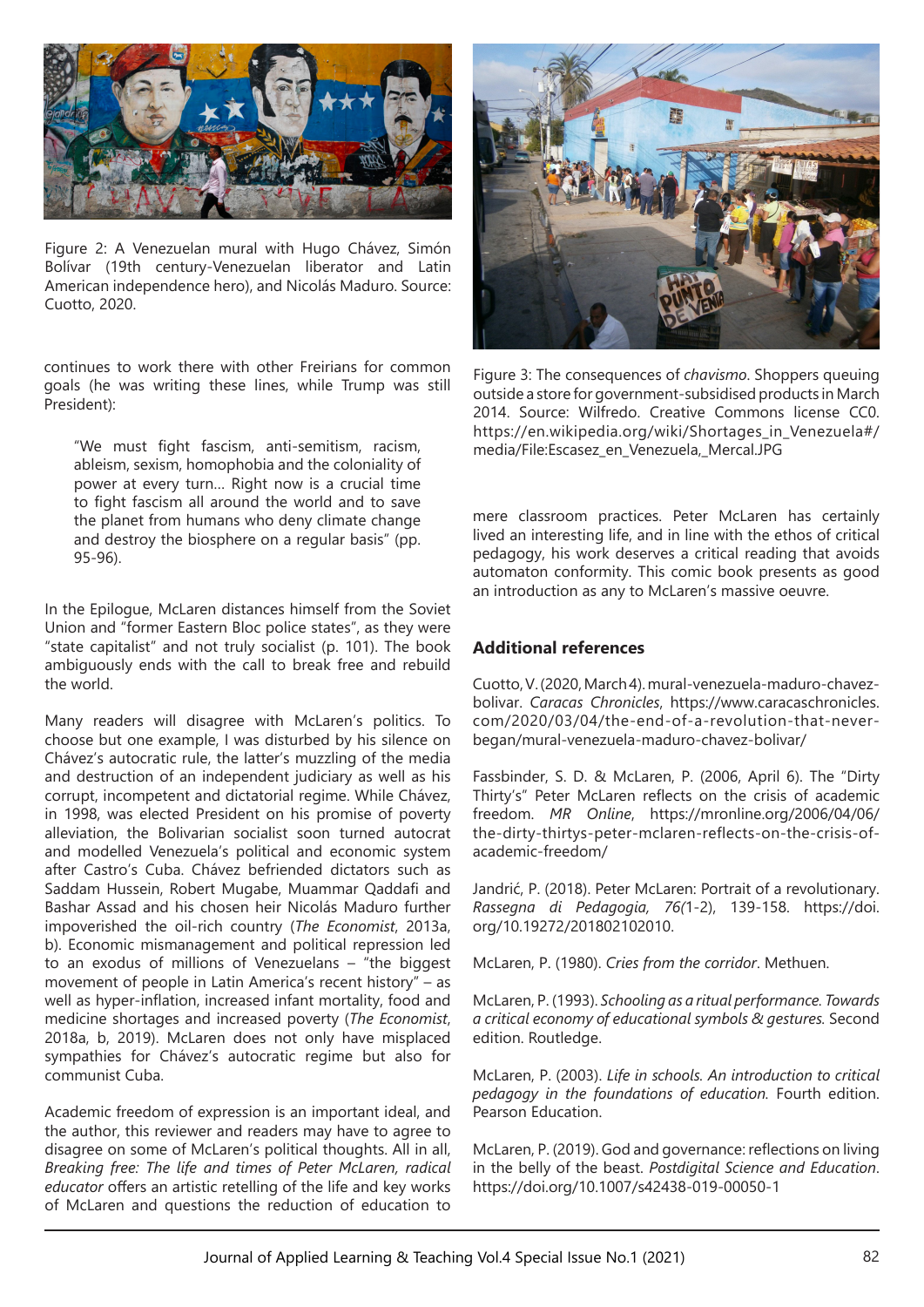Figure 2: A Venezuelan mural with Hugo Chávez, Simón Bolívar (19th century-Venezuelan liberator and Latin American independence hero), and Nicolás Maduro. Source: Cuotto, 2020.

continues to work there with other Freirians for common goals (he was writing these lines, while Trump was still President):

> "We must fight fascism, anti-semitism, racism, ableism, sexism, homophobia and the coloniality of power at every turn… Right now is a crucial time to fight fascism all around the world and to save the planet from humans who deny climate change and destroy the biosphere on a regular basis" (pp. 95-96).

In the Epilogue, McLaren distances himself from the Soviet Union and "former Eastern Bloc police states", as they were "state capitalist" and not truly socialist (p. 101). The book ambiguously ends with the call to break free and rebuild the world.

Many readers will disagree with McLaren's politics. To choose but one example, I was disturbed by his silence on Chávez's autocratic rule, the latter's muzzling of the media and destruction of an independent judiciary as well as his corrupt, incompetent and dictatorial regime. While Chávez, in 1998, was elected President on his promise of poverty alleviation, the Bolivarian socialist soon turned autocrat and modelled Venezuela's political and economic system after Castro's Cuba. Chávez befriended dictators such as Saddam Hussein, Robert Mugabe, Muammar Qaddafi and Bashar Assad and his chosen heir Nicolás Maduro further impoverished the oil-rich country (*The Economist*, 2013a, b). Economic mismanagement and political repression led to an exodus of millions of Venezuelans – "the biggest movement of people in Latin America's recent history" – as well as hyper-inflation, increased infant mortality, food and medicine shortages and increased poverty (*The Economist*, 2018a, b, 2019). McLaren does not only have misplaced sympathies for Chávez's autocratic regime but also for communist Cuba.

Academic freedom of expression is an important ideal, and the author, this reviewer and readers may have to agree to disagree on some of McLaren's political thoughts. All in all, *Breaking free: The life and times of Peter McLaren, radical educator* offers an artistic retelling of the life and key works of McLaren and questions the reduction of education to mere classroom practices. Peter McLaren has certainly lived an interesting life, and in line with the ethos of critical pedagogy, his work deserves a critical reading that avoids automaton conformity. This comic book presents as good an introduction as any to McLaren's massive oeuvre.

Figure 3: The consequences of *chavismo*. Shoppers queuing outside a store for government-subsidised products in March 2014. Source: Wilfredo. Creative Commons license CC0. https://en.wikipedia.org/wiki/Shortages_in_Venezuela#/media/File:Escasez_en_Venezuela,_Mercal.JPG

## Additional references

Cuotto, V. (2020, March 4). mural-venezuela-maduro-chavez-bolivar. *Caracas Chronicles*, https://www.caracaschronicles.com/2020/03/04/the-end-of-a-revolution-that-never-began/mural-venezuela-maduro-chavez-bolivar/

Fassbinder, S. D. & McLaren, P. (2006, April 6). The "Dirty Thirty's" Peter McLaren reflects on the crisis of academic freedom. *MR Online*, https://mronline.org/2006/04/06/the-dirty-thirtys-peter-mclaren-reflects-on-the-crisis-of-academic-freedom/

Jandrić, P. (2018). Peter McLaren: Portrait of a revolutionary. *Rassegna di Pedagogia, 76(*1-2), 139-158. https://doi.org/10.19272/201802102010.

McLaren, P. (1980). *Cries from the corridor*. Methuen.

McLaren, P. (1993). *Schooling as a ritual performance. Towards a critical economy of educational symbols & gestures.* Second edition. Routledge.

McLaren, P. (2003). *Life in schools. An introduction to critical pedagogy in the foundations of education.* Fourth edition. Pearson Education.

McLaren, P. (2019). God and governance: reflections on living in the belly of the beast. *Postdigital Science and Education*. https://doi.org/10.1007/s42438-019-00050-1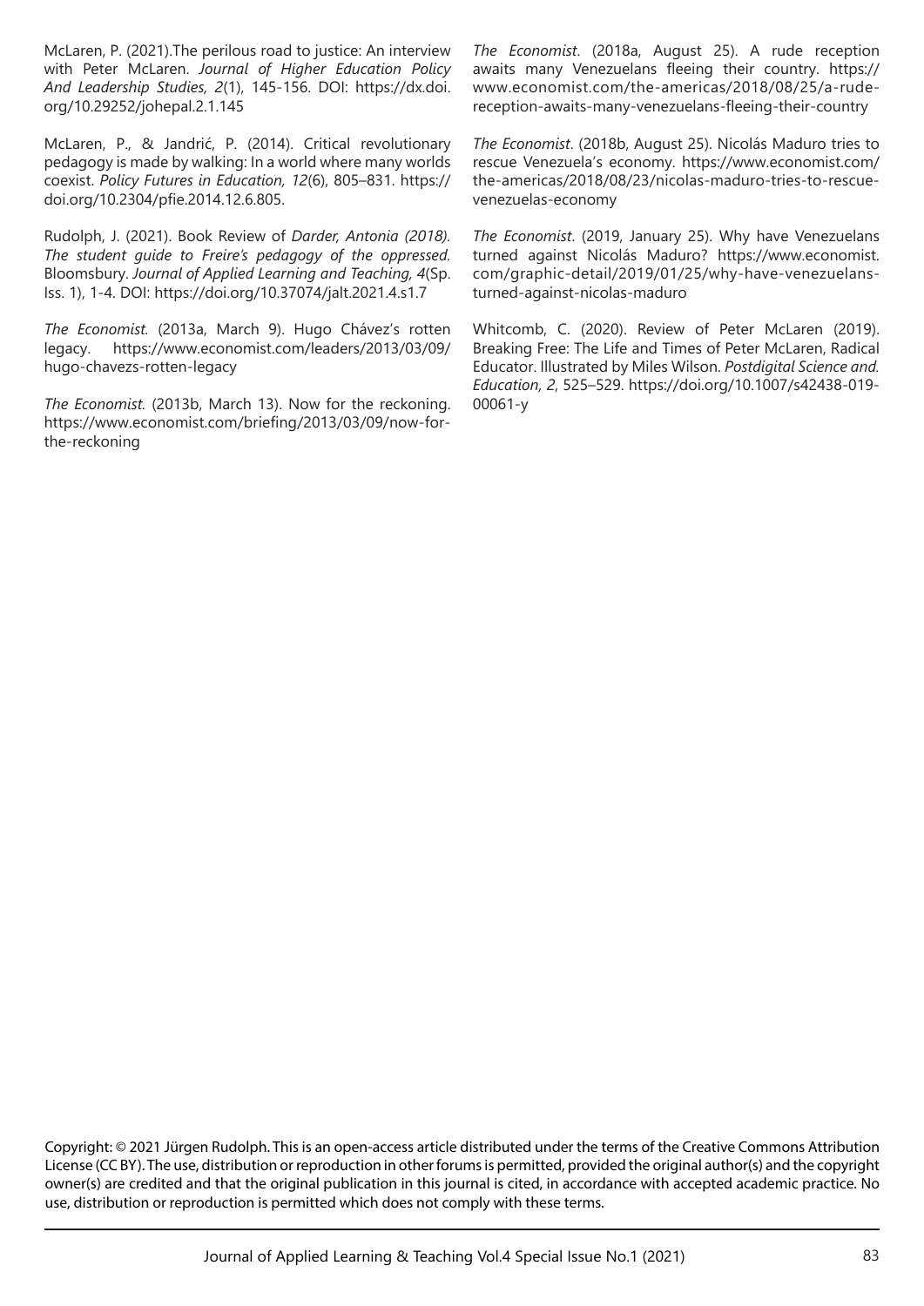McLaren, P. (2021).The perilous road to justice: An interview with Peter McLaren. *Journal of Higher Education Policy And Leadership Studies, 2*(1), 145-156. DOI: https://dx.doi.org/10.29252/johepal.2.1.145

McLaren, P., & Jandrić, P. (2014). Critical revolutionary pedagogy is made by walking: In a world where many worlds coexist. *Policy Futures in Education, 12*(6), 805–831. https://doi.org/10.2304/pfie.2014.12.6.805.

Rudolph, J. (2021). Book Review of *Darder, Antonia (2018). The student guide to Freire's pedagogy of the oppressed.* Bloomsbury. *Journal of Applied Learning and Teaching, 4*(Sp. Iss. 1), 1-4. DOI: https://doi.org/10.37074/jalt.2021.4.s1.7

*The Economist.* (2013a, March 9). Hugo Chávez's rotten legacy. https://www.economist.com/leaders/2013/03/09/hugo-chavezs-rotten-legacy

*The Economist.* (2013b, March 13). Now for the reckoning. https://www.economist.com/briefing/2013/03/09/now-for-the-reckoning

*The Economist*. (2018a, August 25). A rude reception awaits many Venezuelans fleeing their country. https://www.economist.com/the-americas/2018/08/25/a-rude-reception-awaits-many-venezuelans-fleeing-their-country

*The Economist*. (2018b, August 25). Nicolás Maduro tries to rescue Venezuela's economy. https://www.economist.com/the-americas/2018/08/23/nicolas-maduro-tries-to-rescue-venezuelas-economy

*The Economist*. (2019, January 25). Why have Venezuelans turned against Nicolás Maduro? https://www.economist.com/graphic-detail/2019/01/25/why-have-venezuelans-turned-against-nicolas-maduro

Whitcomb, C. (2020). Review of Peter McLaren (2019). Breaking Free: The Life and Times of Peter McLaren, Radical Educator. Illustrated by Miles Wilson. *Postdigital Science and Education, 2*, 525–529. https://doi.org/10.1007/s42438-019-00061-y

Copyright: © 2021 Jürgen Rudolph. This is an open-access article distributed under the terms of the Creative Commons Attribution License (CC BY). The use, distribution or reproduction in other forums is permitted, provided the original author(s) and the copyright owner(s) are credited and that the original publication in this journal is cited, in accordance with accepted academic practice. No use, distribution or reproduction is permitted which does not comply with these terms.